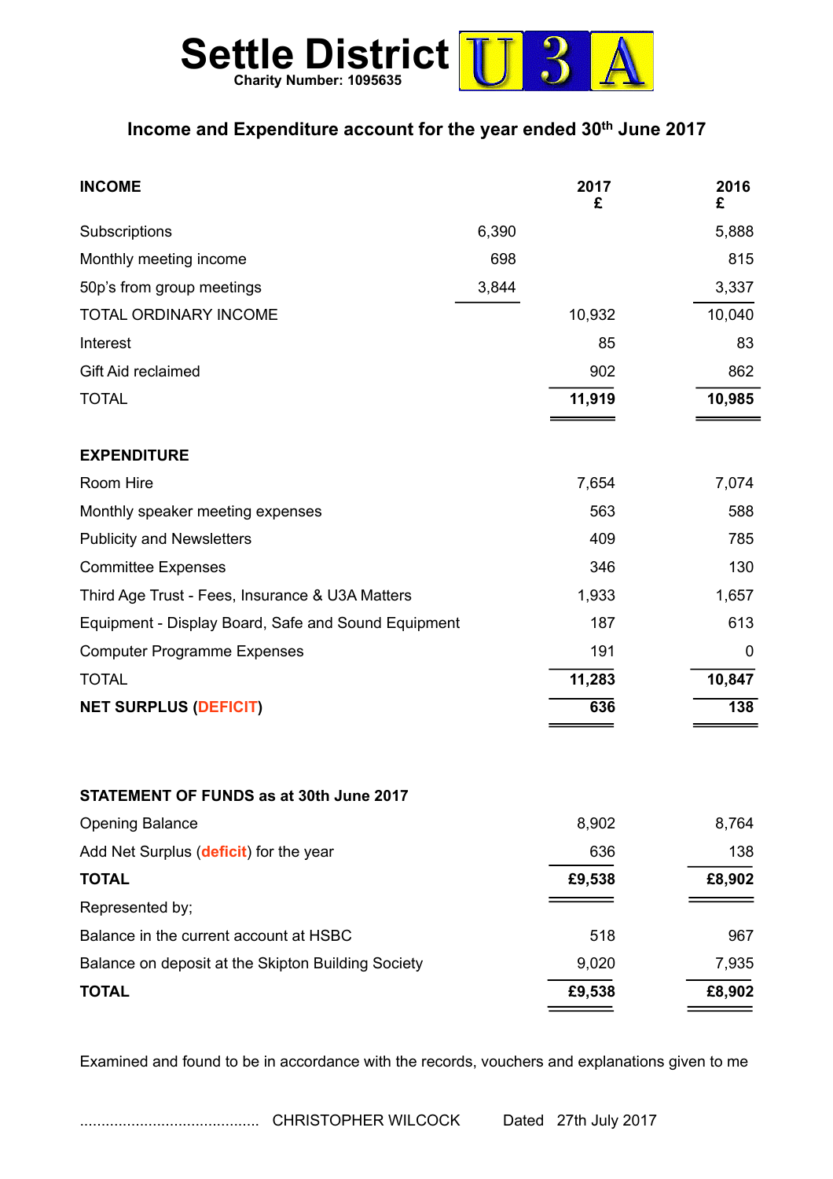# Settle District U3A

**Charity Number: 1095635**

### Income and Expenditure account for the year ended 30th June 2017

| **INCOME** | | **2017 £** | **2016 £** |
|---|---|---|---|
| Subscriptions | 6,390 | | 5,888 |
| Monthly meeting income | 698 | | 815 |
| 50p's from group meetings | 3,844 | | 3,337 |
| TOTAL ORDINARY INCOME | | 10,932 | 10,040 |
| Interest | | 85 | 83 |
| Gift Aid reclaimed | | 902 | 862 |
| TOTAL | | **11,919** | **10,985** |

| **EXPENDITURE** | **2017 £** | **2016 £** |
|---|---|---|
| Room Hire | 7,654 | 7,074 |
| Monthly speaker meeting expenses | 563 | 588 |
| Publicity and Newsletters | 409 | 785 |
| Committee Expenses | 346 | 130 |
| Third Age Trust - Fees, Insurance & U3A Matters | 1,933 | 1,657 |
| Equipment - Display Board, Safe and Sound Equipment | 187 | 613 |
| Computer Programme Expenses | 191 | 0 |
| TOTAL | **11,283** | **10,847** |
| **NET SURPLUS (DEFICIT)** | **636** | **138** |

| **STATEMENT OF FUNDS as at 30th June 2017** | **2017** | **2016** |
|---|---|---|
| Opening Balance | 8,902 | 8,764 |
| Add Net Surplus (deficit) for the year | 636 | 138 |
| **TOTAL** | **£9,538** | **£8,902** |
| Represented by; | | |
| Balance in the current account at HSBC | 518 | 967 |
| Balance on deposit at the Skipton Building Society | 9,020 | 7,935 |
| **TOTAL** | **£9,538** | **£8,902** |

Examined and found to be in accordance with the records, vouchers and explanations given to me

.......................................... CHRISTOPHER WILCOCK Dated 27th July 2017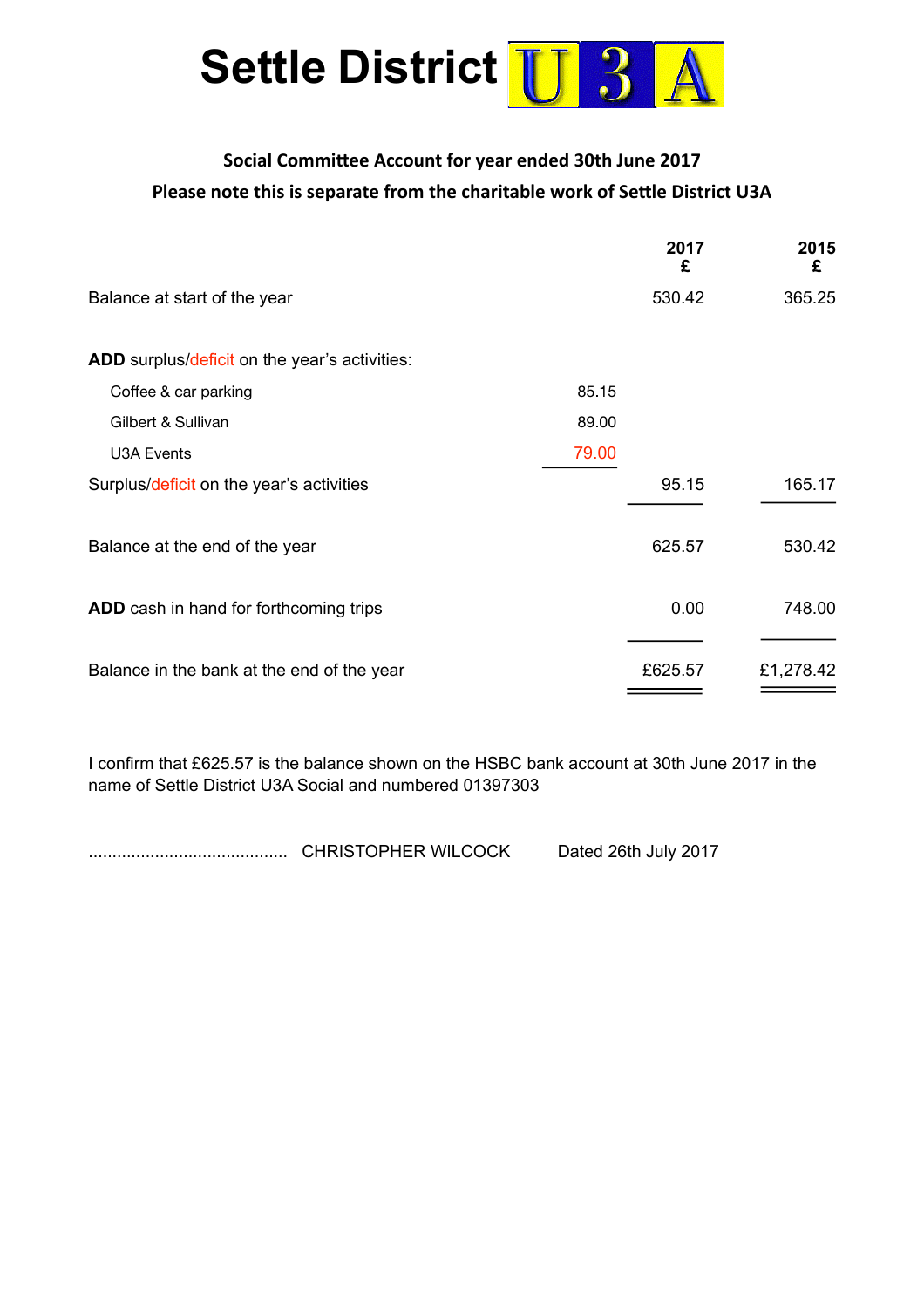# Settle District U3A

**Social Committee Account for year ended 30th June 2017**

**Please note this is separate from the charitable work of Settle District U3A**

| | | 2017<br>£ | 2015<br>£ |
|---|---|---|---|
| Balance at start of the year | | 530.42 | 365.25 |
| **ADD** surplus/deficit on the year's activities: | | | |
| Coffee & car parking | 85.15 | | |
| Gilbert & Sullivan | 89.00 | | |
| U3A Events | 79.00 | | |
| Surplus/deficit on the year's activities | | 95.15 | 165.17 |
| Balance at the end of the year | | 625.57 | 530.42 |
| **ADD** cash in hand for forthcoming trips | | 0.00 | 748.00 |
| Balance in the bank at the end of the year | | £625.57 | £1,278.42 |

I confirm that £625.57 is the balance shown on the HSBC bank account at 30th June 2017 in the name of Settle District U3A Social and numbered 01397303

......................................... CHRISTOPHER WILCOCK Dated 26th July 2017